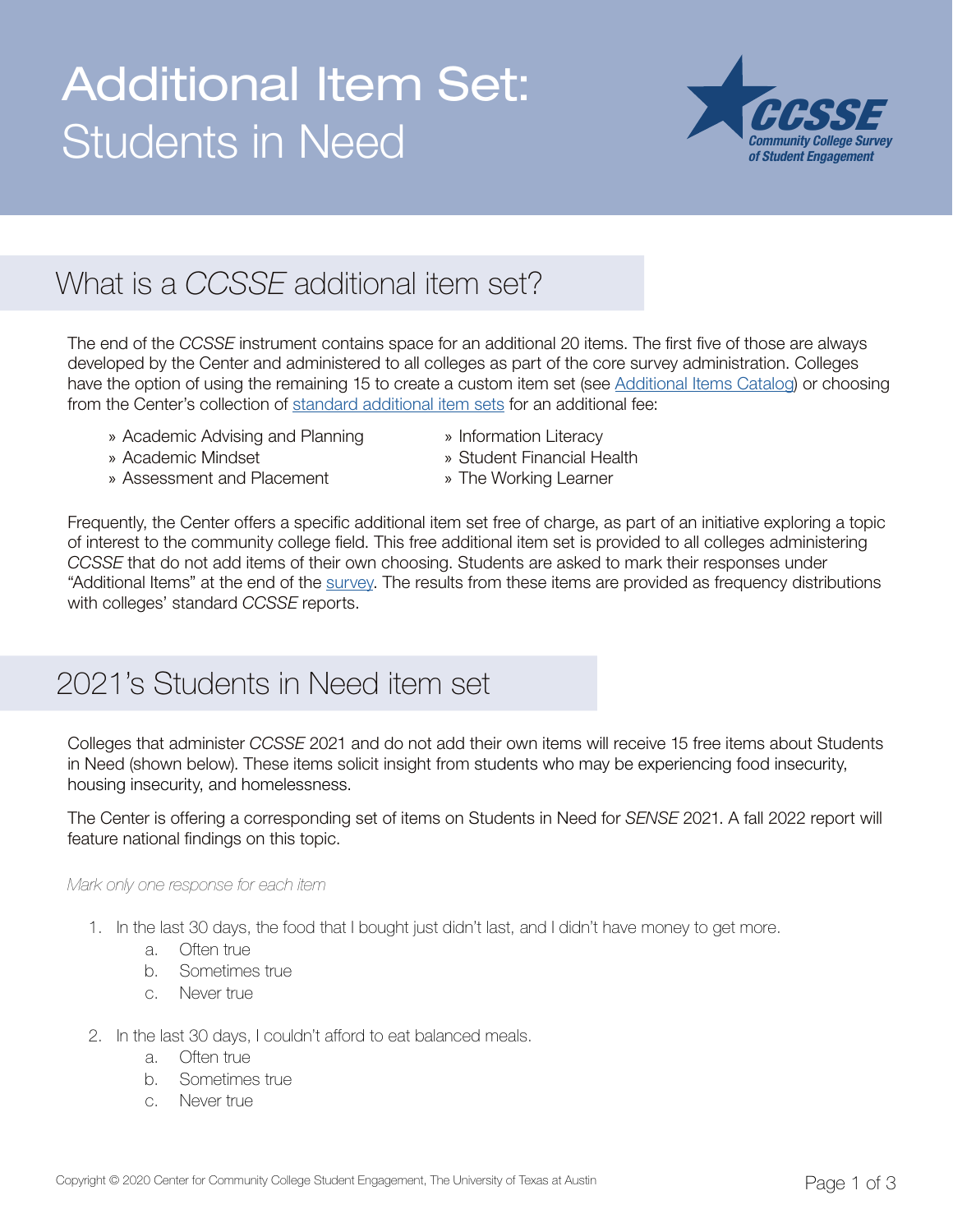# Additional Item Set: Students in Need

CCSSE Community College Survey of Student Engagement

## What is a *CCSSE* additional item set?

The end of the *CCSSE* instrument contains space for an additional 20 items. The first five of those are always developed by the Center and administered to all colleges as part of the core survey administration. Colleges have the option of using the remaining 15 to create a custom item set (see Additional Items Catalog) or choosing from the Center's collection of standard additional item sets for an additional fee:

- Academic Advising and Planning
- Academic Mindset
- Assessment and Placement
- Information Literacy
- Student Financial Health
- The Working Learner

Frequently, the Center offers a specific additional item set free of charge, as part of an initiative exploring a topic of interest to the community college field. This free additional item set is provided to all colleges administering *CCSSE* that do not add items of their own choosing. Students are asked to mark their responses under "Additional Items" at the end of the survey. The results from these items are provided as frequency distributions with colleges' standard *CCSSE* reports.

## 2021's Students in Need item set

Colleges that administer *CCSSE* 2021 and do not add their own items will receive 15 free items about Students in Need (shown below). These items solicit insight from students who may be experiencing food insecurity, housing insecurity, and homelessness.

The Center is offering a corresponding set of items on Students in Need for *SENSE* 2021. A fall 2022 report will feature national findings on this topic.

*Mark only one response for each item*

1. In the last 30 days, the food that I bought just didn't last, and I didn't have money to get more.
   a. Often true
   b. Sometimes true
   c. Never true

2. In the last 30 days, I couldn't afford to eat balanced meals.
   a. Often true
   b. Sometimes true
   c. Never true

Copyright © 2020 Center for Community College Student Engagement, The University of Texas at Austin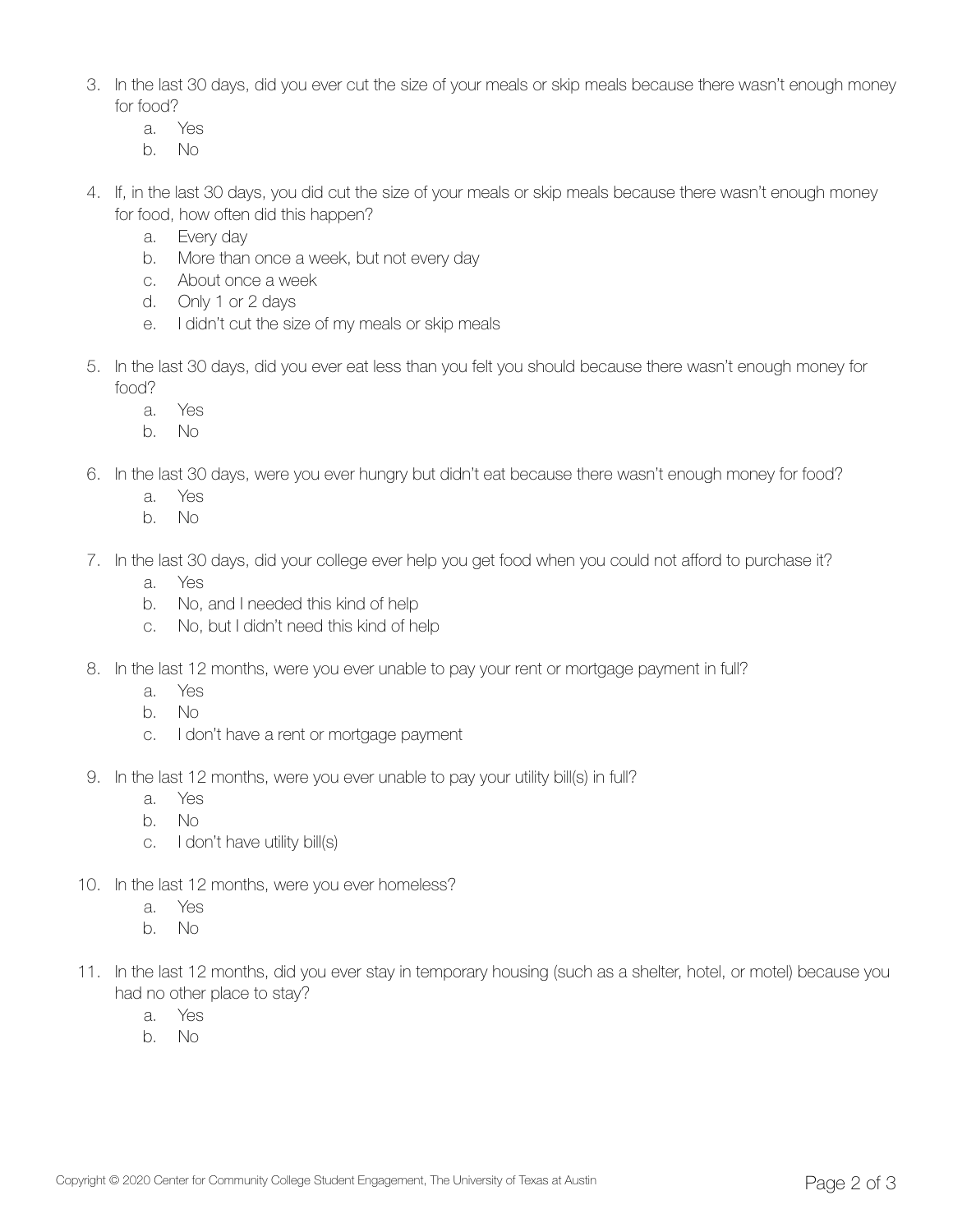3. In the last 30 days, did you ever cut the size of your meals or skip meals because there wasn't enough money for food?
    a. Yes
    b. No

4. If, in the last 30 days, you did cut the size of your meals or skip meals because there wasn't enough money for food, how often did this happen?
    a. Every day
    b. More than once a week, but not every day
    c. About once a week
    d. Only 1 or 2 days
    e. I didn't cut the size of my meals or skip meals

5. In the last 30 days, did you ever eat less than you felt you should because there wasn't enough money for food?
    a. Yes
    b. No

6. In the last 30 days, were you ever hungry but didn't eat because there wasn't enough money for food?
    a. Yes
    b. No

7. In the last 30 days, did your college ever help you get food when you could not afford to purchase it?
    a. Yes
    b. No, and I needed this kind of help
    c. No, but I didn't need this kind of help

8. In the last 12 months, were you ever unable to pay your rent or mortgage payment in full?
    a. Yes
    b. No
    c. I don't have a rent or mortgage payment

9. In the last 12 months, were you ever unable to pay your utility bill(s) in full?
    a. Yes
    b. No
    c. I don't have utility bill(s)

10. In the last 12 months, were you ever homeless?
    a. Yes
    b. No

11. In the last 12 months, did you ever stay in temporary housing (such as a shelter, hotel, or motel) because you had no other place to stay?
    a. Yes
    b. No

Copyright © 2020 Center for Community College Student Engagement, The University of Texas at Austin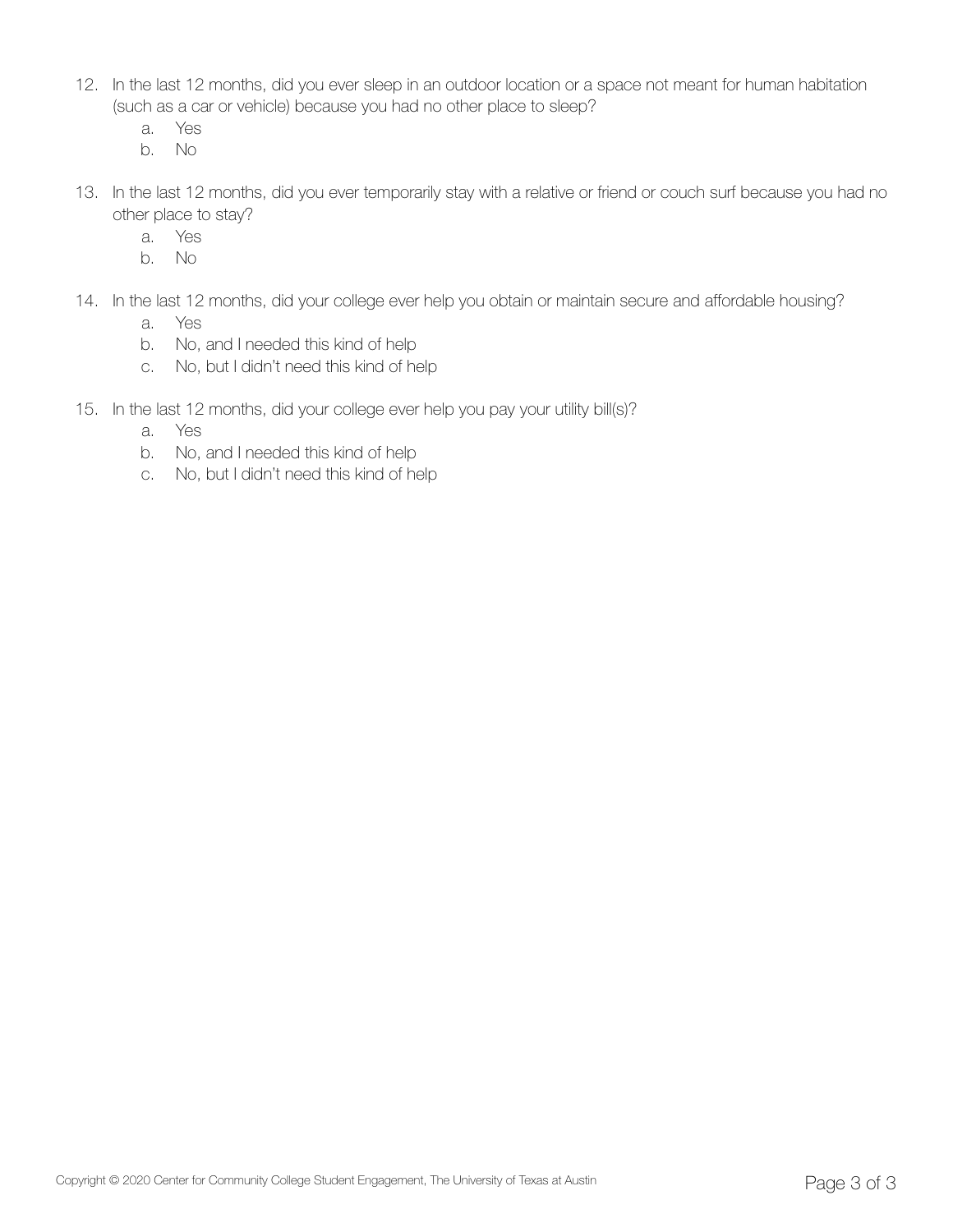12. In the last 12 months, did you ever sleep in an outdoor location or a space not meant for human habitation (such as a car or vehicle) because you had no other place to sleep?
    a. Yes
    b. No

13. In the last 12 months, did you ever temporarily stay with a relative or friend or couch surf because you had no other place to stay?
    a. Yes
    b. No

14. In the last 12 months, did your college ever help you obtain or maintain secure and affordable housing?
    a. Yes
    b. No, and I needed this kind of help
    c. No, but I didn't need this kind of help

15. In the last 12 months, did your college ever help you pay your utility bill(s)?
    a. Yes
    b. No, and I needed this kind of help
    c. No, but I didn't need this kind of help

Copyright © 2020 Center for Community College Student Engagement, The University of Texas at Austin